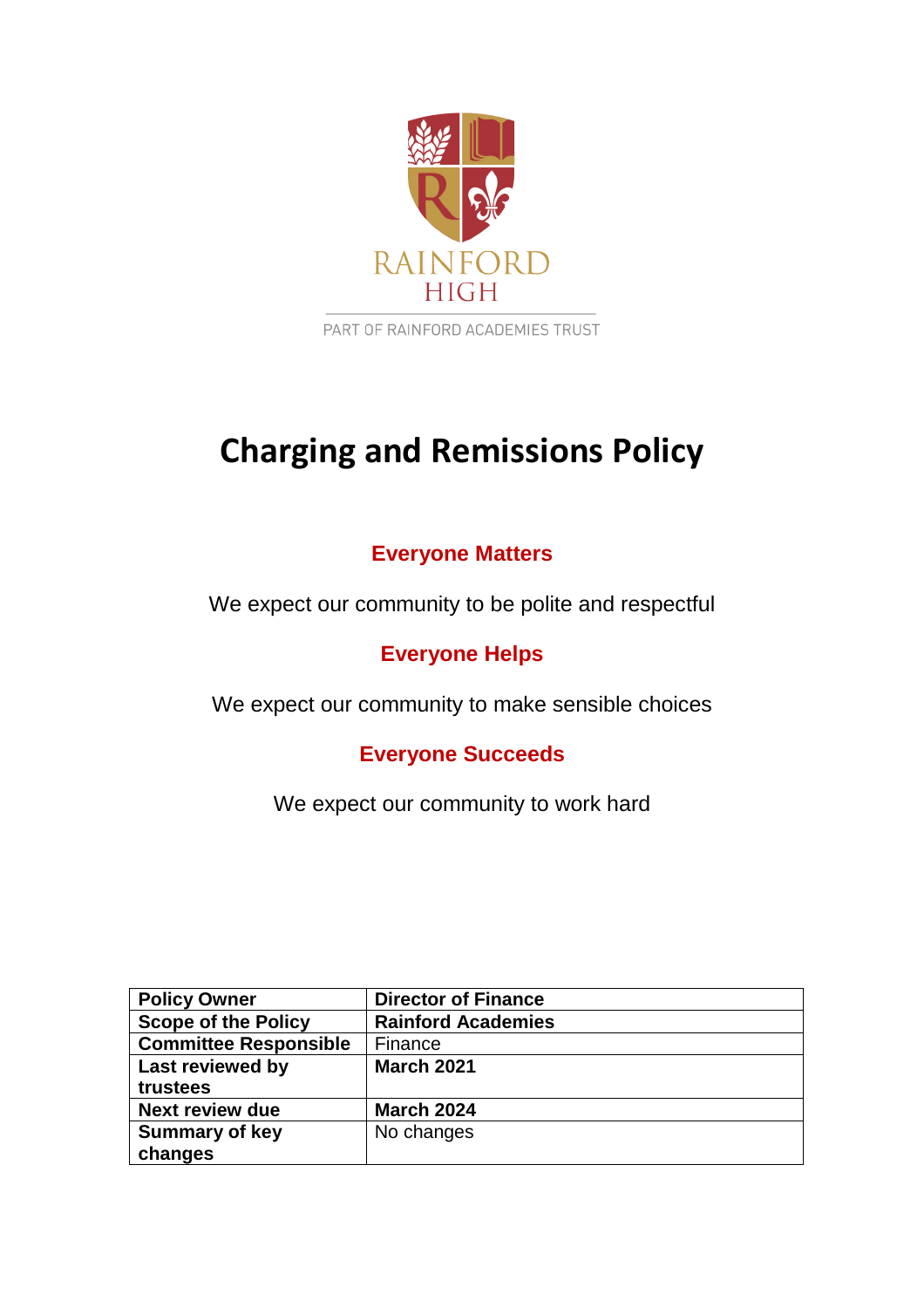RAINFORD HIGH

PART OF RAINFORD ACADEMIES TRUST

# Charging and Remissions Policy

**Everyone Matters**

We expect our community to be polite and respectful

**Everyone Helps**

We expect our community to make sensible choices

**Everyone Succeeds**

We expect our community to work hard

| **Policy Owner** | **Director of Finance** |
|---|---|
| **Scope of the Policy** | **Rainford Academies** |
| **Committee Responsible** | Finance |
| **Last reviewed by trustees** | **March 2021** |
| **Next review due** | **March 2024** |
| **Summary of key changes** | No changes |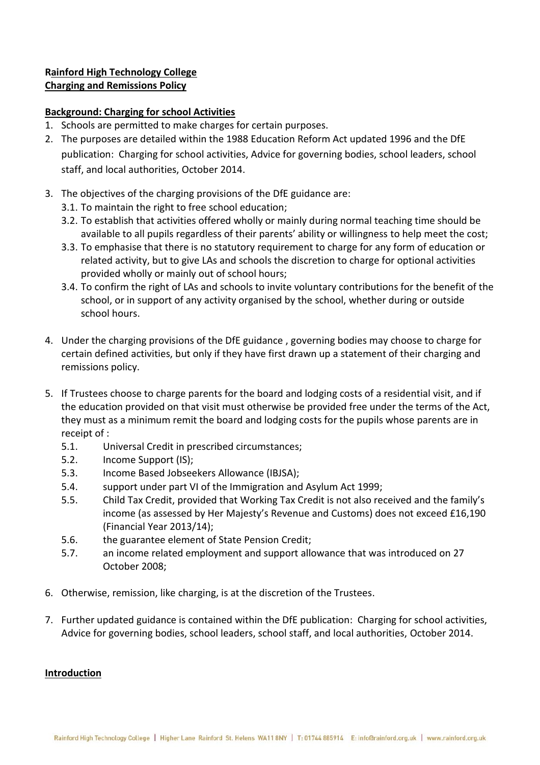**Rainford High Technology College**
**Charging and Remissions Policy**

**Background: Charging for school Activities**

1. Schools are permitted to make charges for certain purposes.
2. The purposes are detailed within the 1988 Education Reform Act updated 1996 and the DfE publication: Charging for school activities, Advice for governing bodies, school leaders, school staff, and local authorities, October 2014.
3. The objectives of the charging provisions of the DfE guidance are:
   - 3.1. To maintain the right to free school education;
   - 3.2. To establish that activities offered wholly or mainly during normal teaching time should be available to all pupils regardless of their parents' ability or willingness to help meet the cost;
   - 3.3. To emphasise that there is no statutory requirement to charge for any form of education or related activity, but to give LAs and schools the discretion to charge for optional activities provided wholly or mainly out of school hours;
   - 3.4. To confirm the right of LAs and schools to invite voluntary contributions for the benefit of the school, or in support of any activity organised by the school, whether during or outside school hours.
4. Under the charging provisions of the DfE guidance , governing bodies may choose to charge for certain defined activities, but only if they have first drawn up a statement of their charging and remissions policy.
5. If Trustees choose to charge parents for the board and lodging costs of a residential visit, and if the education provided on that visit must otherwise be provided free under the terms of the Act, they must as a minimum remit the board and lodging costs for the pupils whose parents are in receipt of :
   - 5.1. Universal Credit in prescribed circumstances;
   - 5.2. Income Support (IS);
   - 5.3. Income Based Jobseekers Allowance (IBJSA);
   - 5.4. support under part VI of the Immigration and Asylum Act 1999;
   - 5.5. Child Tax Credit, provided that Working Tax Credit is not also received and the family's income (as assessed by Her Majesty's Revenue and Customs) does not exceed £16,190 (Financial Year 2013/14);
   - 5.6. the guarantee element of State Pension Credit;
   - 5.7. an income related employment and support allowance that was introduced on 27 October 2008;
6. Otherwise, remission, like charging, is at the discretion of the Trustees.
7. Further updated guidance is contained within the DfE publication: Charging for school activities, Advice for governing bodies, school leaders, school staff, and local authorities, October 2014.

**Introduction**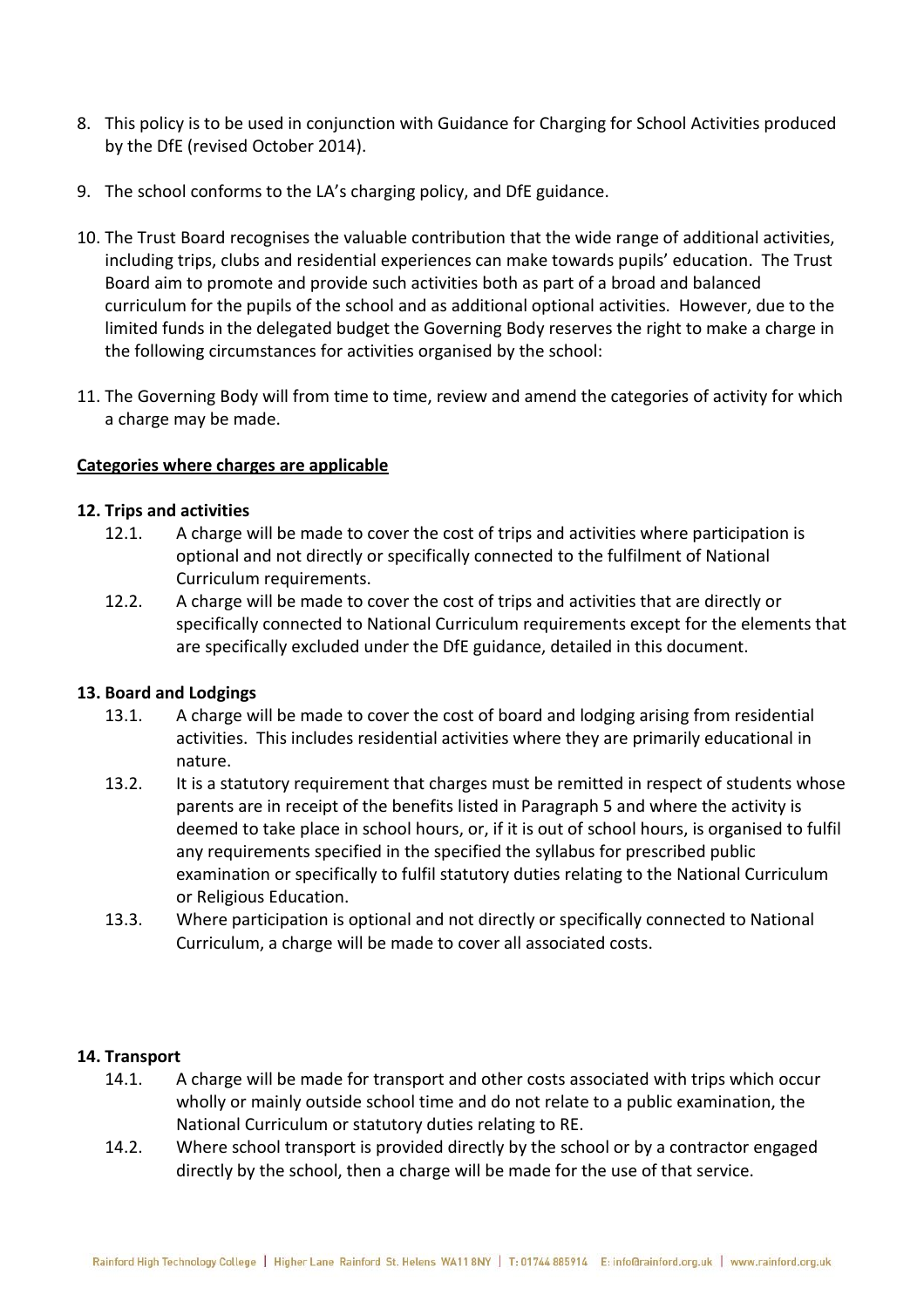8. This policy is to be used in conjunction with Guidance for Charging for School Activities produced by the DfE (revised October 2014).

9. The school conforms to the LA's charging policy, and DfE guidance.

10. The Trust Board recognises the valuable contribution that the wide range of additional activities, including trips, clubs and residential experiences can make towards pupils' education. The Trust Board aim to promote and provide such activities both as part of a broad and balanced curriculum for the pupils of the school and as additional optional activities. However, due to the limited funds in the delegated budget the Governing Body reserves the right to make a charge in the following circumstances for activities organised by the school:

11. The Governing Body will from time to time, review and amend the categories of activity for which a charge may be made.

**Categories where charges are applicable**

**12. Trips and activities**

12.1. A charge will be made to cover the cost of trips and activities where participation is optional and not directly or specifically connected to the fulfilment of National Curriculum requirements.

12.2. A charge will be made to cover the cost of trips and activities that are directly or specifically connected to National Curriculum requirements except for the elements that are specifically excluded under the DfE guidance, detailed in this document.

**13. Board and Lodgings**

13.1. A charge will be made to cover the cost of board and lodging arising from residential activities. This includes residential activities where they are primarily educational in nature.

13.2. It is a statutory requirement that charges must be remitted in respect of students whose parents are in receipt of the benefits listed in Paragraph 5 and where the activity is deemed to take place in school hours, or, if it is out of school hours, is organised to fulfil any requirements specified in the specified the syllabus for prescribed public examination or specifically to fulfil statutory duties relating to the National Curriculum or Religious Education.

13.3. Where participation is optional and not directly or specifically connected to National Curriculum, a charge will be made to cover all associated costs.

**14. Transport**

14.1. A charge will be made for transport and other costs associated with trips which occur wholly or mainly outside school time and do not relate to a public examination, the National Curriculum or statutory duties relating to RE.

14.2. Where school transport is provided directly by the school or by a contractor engaged directly by the school, then a charge will be made for the use of that service.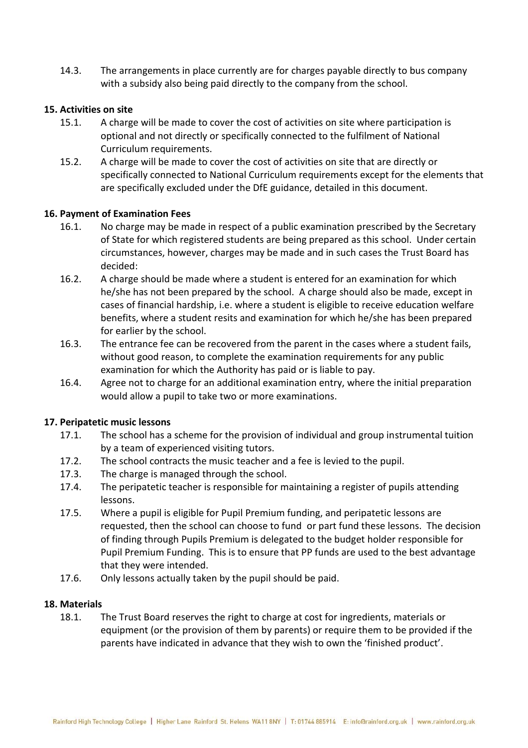14.3. The arrangements in place currently are for charges payable directly to bus company with a subsidy also being paid directly to the company from the school.

**15. Activities on site**

15.1. A charge will be made to cover the cost of activities on site where participation is optional and not directly or specifically connected to the fulfilment of National Curriculum requirements.

15.2. A charge will be made to cover the cost of activities on site that are directly or specifically connected to National Curriculum requirements except for the elements that are specifically excluded under the DfE guidance, detailed in this document.

**16. Payment of Examination Fees**

16.1. No charge may be made in respect of a public examination prescribed by the Secretary of State for which registered students are being prepared as this school. Under certain circumstances, however, charges may be made and in such cases the Trust Board has decided:

16.2. A charge should be made where a student is entered for an examination for which he/she has not been prepared by the school. A charge should also be made, except in cases of financial hardship, i.e. where a student is eligible to receive education welfare benefits, where a student resits and examination for which he/she has been prepared for earlier by the school.

16.3. The entrance fee can be recovered from the parent in the cases where a student fails, without good reason, to complete the examination requirements for any public examination for which the Authority has paid or is liable to pay.

16.4. Agree not to charge for an additional examination entry, where the initial preparation would allow a pupil to take two or more examinations.

**17. Peripatetic music lessons**

17.1. The school has a scheme for the provision of individual and group instrumental tuition by a team of experienced visiting tutors.

17.2. The school contracts the music teacher and a fee is levied to the pupil.

17.3. The charge is managed through the school.

17.4. The peripatetic teacher is responsible for maintaining a register of pupils attending lessons.

17.5. Where a pupil is eligible for Pupil Premium funding, and peripatetic lessons are requested, then the school can choose to fund or part fund these lessons. The decision of finding through Pupils Premium is delegated to the budget holder responsible for Pupil Premium Funding. This is to ensure that PP funds are used to the best advantage that they were intended.

17.6. Only lessons actually taken by the pupil should be paid.

**18. Materials**

18.1. The Trust Board reserves the right to charge at cost for ingredients, materials or equipment (or the provision of them by parents) or require them to be provided if the parents have indicated in advance that they wish to own the 'finished product'.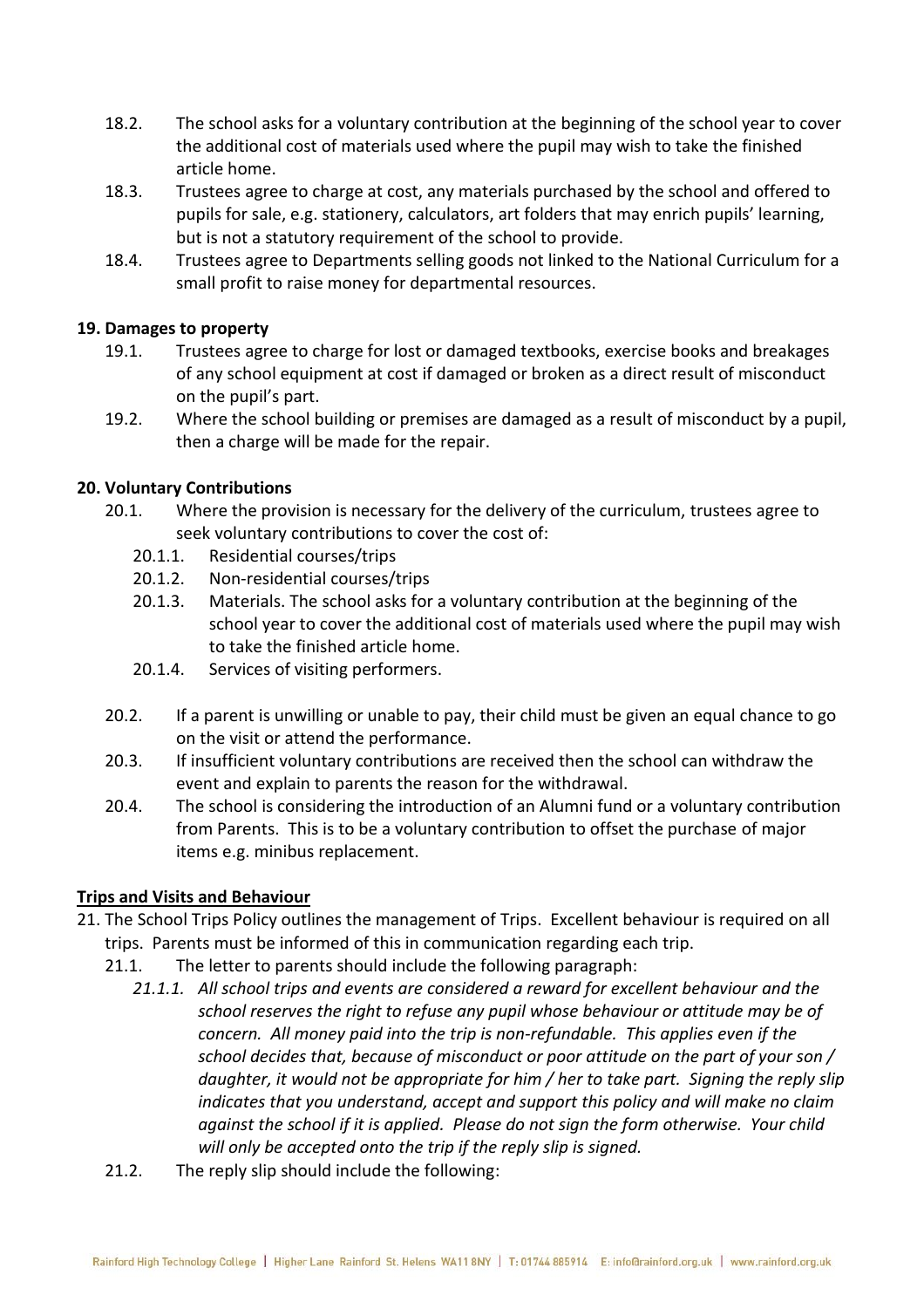18.2. The school asks for a voluntary contribution at the beginning of the school year to cover the additional cost of materials used where the pupil may wish to take the finished article home.

18.3. Trustees agree to charge at cost, any materials purchased by the school and offered to pupils for sale, e.g. stationery, calculators, art folders that may enrich pupils' learning, but is not a statutory requirement of the school to provide.

18.4. Trustees agree to Departments selling goods not linked to the National Curriculum for a small profit to raise money for departmental resources.

**19. Damages to property**

19.1. Trustees agree to charge for lost or damaged textbooks, exercise books and breakages of any school equipment at cost if damaged or broken as a direct result of misconduct on the pupil's part.

19.2. Where the school building or premises are damaged as a result of misconduct by a pupil, then a charge will be made for the repair.

**20. Voluntary Contributions**

20.1. Where the provision is necessary for the delivery of the curriculum, trustees agree to seek voluntary contributions to cover the cost of:

- 20.1.1. Residential courses/trips
- 20.1.2. Non-residential courses/trips
- 20.1.3. Materials. The school asks for a voluntary contribution at the beginning of the school year to cover the additional cost of materials used where the pupil may wish to take the finished article home.
- 20.1.4. Services of visiting performers.

20.2. If a parent is unwilling or unable to pay, their child must be given an equal chance to go on the visit or attend the performance.

20.3. If insufficient voluntary contributions are received then the school can withdraw the event and explain to parents the reason for the withdrawal.

20.4. The school is considering the introduction of an Alumni fund or a voluntary contribution from Parents. This is to be a voluntary contribution to offset the purchase of major items e.g. minibus replacement.

**<u>Trips and Visits and Behaviour</u>**

21. The School Trips Policy outlines the management of Trips. Excellent behaviour is required on all trips. Parents must be informed of this in communication regarding each trip.

21.1. The letter to parents should include the following paragraph:

*21.1.1. All school trips and events are considered a reward for excellent behaviour and the school reserves the right to refuse any pupil whose behaviour or attitude may be of concern. All money paid into the trip is non-refundable. This applies even if the school decides that, because of misconduct or poor attitude on the part of your son / daughter, it would not be appropriate for him / her to take part. Signing the reply slip indicates that you understand, accept and support this policy and will make no claim against the school if it is applied. Please do not sign the form otherwise. Your child will only be accepted onto the trip if the reply slip is signed.*

21.2. The reply slip should include the following: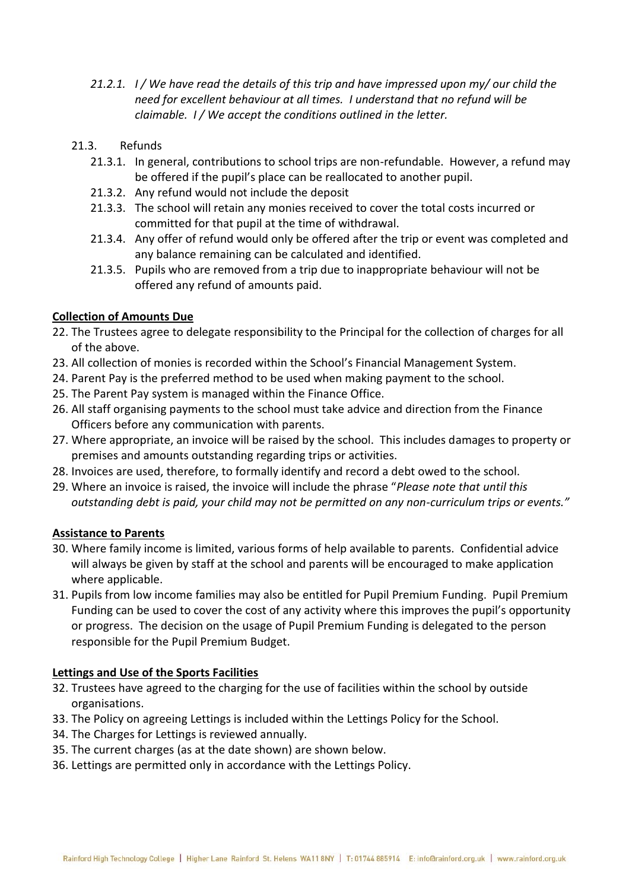*21.2.1. I / We have read the details of this trip and have impressed upon my/ our child the need for excellent behaviour at all times. I understand that no refund will be claimable. I / We accept the conditions outlined in the letter.*

21.3. Refunds

21.3.1. In general, contributions to school trips are non-refundable. However, a refund may be offered if the pupil's place can be reallocated to another pupil.

21.3.2. Any refund would not include the deposit

21.3.3. The school will retain any monies received to cover the total costs incurred or committed for that pupil at the time of withdrawal.

21.3.4. Any offer of refund would only be offered after the trip or event was completed and any balance remaining can be calculated and identified.

21.3.5. Pupils who are removed from a trip due to inappropriate behaviour will not be offered any refund of amounts paid.

**Collection of Amounts Due**

22. The Trustees agree to delegate responsibility to the Principal for the collection of charges for all of the above.
23. All collection of monies is recorded within the School's Financial Management System.
24. Parent Pay is the preferred method to be used when making payment to the school.
25. The Parent Pay system is managed within the Finance Office.
26. All staff organising payments to the school must take advice and direction from the Finance Officers before any communication with parents.
27. Where appropriate, an invoice will be raised by the school. This includes damages to property or premises and amounts outstanding regarding trips or activities.
28. Invoices are used, therefore, to formally identify and record a debt owed to the school.
29. Where an invoice is raised, the invoice will include the phrase "*Please note that until this outstanding debt is paid, your child may not be permitted on any non-curriculum trips or events."*

**Assistance to Parents**

30. Where family income is limited, various forms of help available to parents. Confidential advice will always be given by staff at the school and parents will be encouraged to make application where applicable.
31. Pupils from low income families may also be entitled for Pupil Premium Funding. Pupil Premium Funding can be used to cover the cost of any activity where this improves the pupil's opportunity or progress. The decision on the usage of Pupil Premium Funding is delegated to the person responsible for the Pupil Premium Budget.

**Lettings and Use of the Sports Facilities**

32. Trustees have agreed to the charging for the use of facilities within the school by outside organisations.
33. The Policy on agreeing Lettings is included within the Lettings Policy for the School.
34. The Charges for Lettings is reviewed annually.
35. The current charges (as at the date shown) are shown below.
36. Lettings are permitted only in accordance with the Lettings Policy.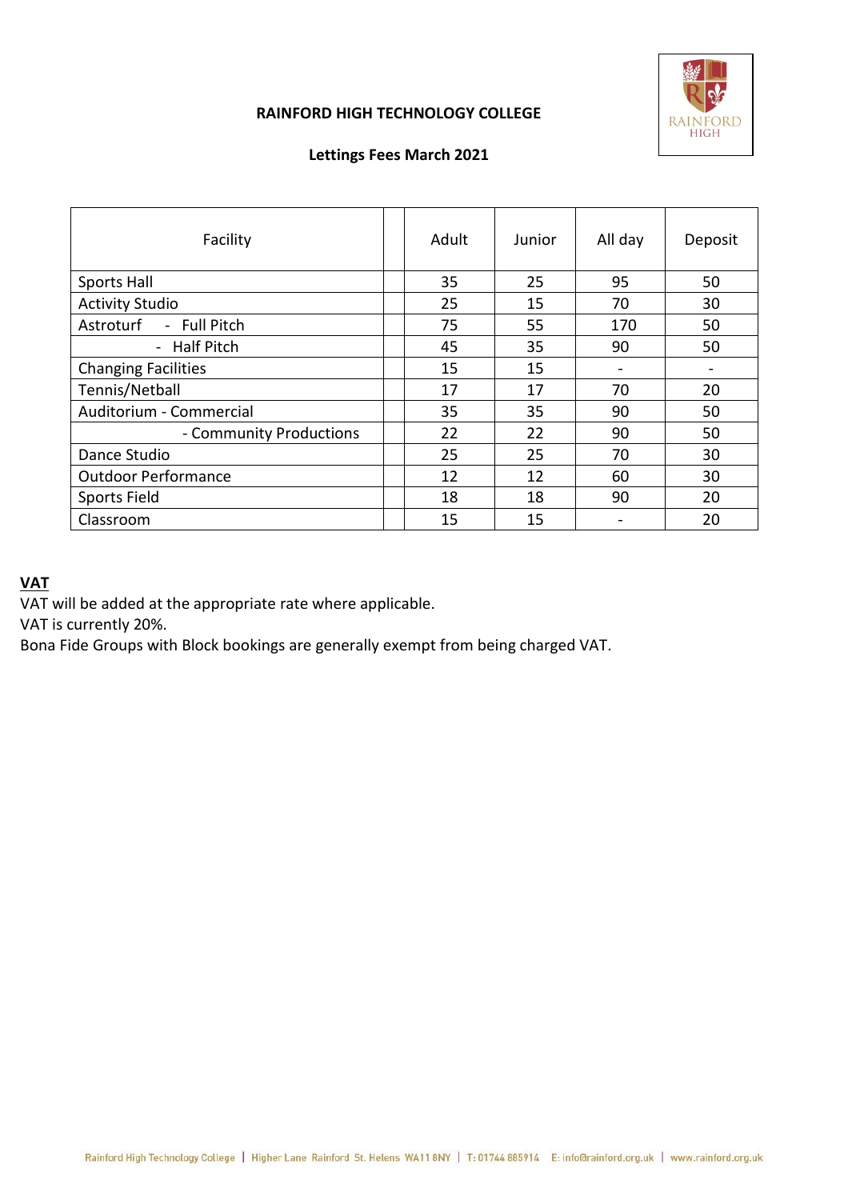**RAINFORD HIGH TECHNOLOGY COLLEGE**

**Lettings Fees March 2021**

| Facility | | Adult | Junior | All day | Deposit |
|---|---|---|---|---|---|
| Sports Hall | | 35 | 25 | 95 | 50 |
| Activity Studio | | 25 | 15 | 70 | 30 |
| Astroturf - Full Pitch | | 75 | 55 | 170 | 50 |
| - Half Pitch | | 45 | 35 | 90 | 50 |
| Changing Facilities | | 15 | 15 | - | - |
| Tennis/Netball | | 17 | 17 | 70 | 20 |
| Auditorium - Commercial | | 35 | 35 | 90 | 50 |
| - Community Productions | | 22 | 22 | 90 | 50 |
| Dance Studio | | 25 | 25 | 70 | 30 |
| Outdoor Performance | | 12 | 12 | 60 | 30 |
| Sports Field | | 18 | 18 | 90 | 20 |
| Classroom | | 15 | 15 | - | 20 |

**VAT**

VAT will be added at the appropriate rate where applicable.
VAT is currently 20%.
Bona Fide Groups with Block bookings are generally exempt from being charged VAT.